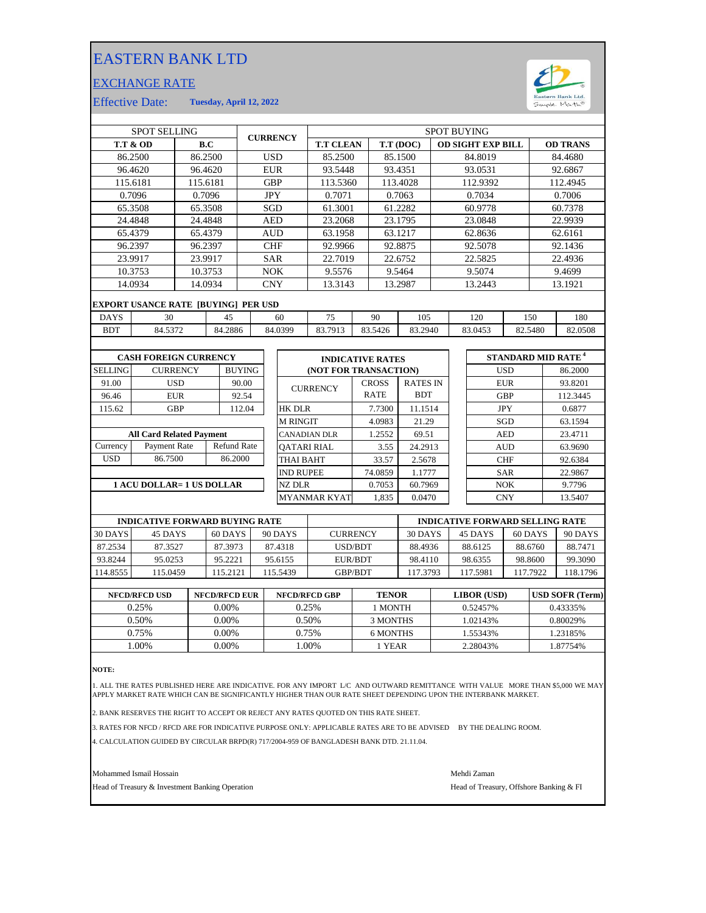# EASTERN BANK LTD

## EXCHANGE RATE

Effective Date: **Tuesday, April 12, 2022**

| SPOT SELLING | | CURRENCY | SPOT BUYING | | | |
|---|---|---|---|---|---|---|
| **T.T & OD** | **B.C** | | **T.T CLEAN** | **T.T (DOC)** | **OD SIGHT EXP BILL** | **OD TRANS** |
| 86.2500 | 86.2500 | USD | 85.2500 | 85.1500 | 84.8019 | 84.4680 |
| 96.4620 | 96.4620 | EUR | 93.5448 | 93.4351 | 93.0531 | 92.6867 |
| 115.6181 | 115.6181 | GBP | 113.5360 | 113.4028 | 112.9392 | 112.4945 |
| 0.7096 | 0.7096 | JPY | 0.7071 | 0.7063 | 0.7034 | 0.7006 |
| 65.3508 | 65.3508 | SGD | 61.3001 | 61.2282 | 60.9778 | 60.7378 |
| 24.4848 | 24.4848 | AED | 23.2068 | 23.1795 | 23.0848 | 22.9939 |
| 65.4379 | 65.4379 | AUD | 63.1958 | 63.1217 | 62.8636 | 62.6161 |
| 96.2397 | 96.2397 | CHF | 92.9966 | 92.8875 | 92.5078 | 92.1436 |
| 23.9917 | 23.9917 | SAR | 22.7019 | 22.6752 | 22.5825 | 22.4936 |
| 10.3753 | 10.3753 | NOK | 9.5576 | 9.5464 | 9.5074 | 9.4699 |
| 14.0934 | 14.0934 | CNY | 13.3143 | 13.2987 | 13.2443 | 13.1921 |

**EXPORT USANCE RATE [BUYING] PER USD**

| DAYS | 30 | 45 | 60 | 75 | 90 | 105 | 120 | 150 | 180 |
|---|---|---|---|---|---|---|---|---|---|
| BDT | 84.5372 | 84.2886 | 84.0399 | 83.7913 | 83.5426 | 83.2940 | 83.0453 | 82.5480 | 82.0508 |

**CASH FOREIGN CURRENCY**

| SELLING | CURRENCY | BUYING |
|---|---|---|
| 91.00 | USD | 90.00 |
| 96.46 | EUR | 92.54 |
| 115.62 | GBP | 112.04 |

**All Card Related Payment**

| Currency | Payment Rate | Refund Rate |
|---|---|---|
| USD | 86.7500 | 86.2000 |

**1 ACU DOLLAR= 1 US DOLLAR**

**INDICATIVE RATES (NOT FOR TRANSACTION)**

| CURRENCY | CROSS RATE | RATES IN BDT |
|---|---|---|
| HK DLR | 7.7300 | 11.1514 |
| M RINGIT | 4.0983 | 21.29 |
| CANADIAN DLR | 1.2552 | 69.51 |
| QATARI RIAL | 3.55 | 24.2913 |
| THAI BAHT | 33.57 | 2.5678 |
| IND RUPEE | 74.0859 | 1.1777 |
| NZ DLR | 0.7053 | 60.7969 |
| MYANMAR KYAT | 1,835 | 0.0470 |

**STANDARD MID RATE [4]**

| Currency | Rate |
|---|---|
| USD | 86.2000 |
| EUR | 93.8201 |
| GBP | 112.3445 |
| JPY | 0.6877 |
| SGD | 63.1594 |
| AED | 23.4711 |
| AUD | 63.9690 |
| CHF | 92.6384 |
| SAR | 22.9867 |
| NOK | 9.7796 |
| CNY | 13.5407 |

| INDICATIVE FORWARD BUYING RATE | | | | | INDICATIVE FORWARD SELLING RATE | | | |
|---|---|---|---|---|---|---|---|---|
| 30 DAYS | 45 DAYS | 60 DAYS | 90 DAYS | CURRENCY | 30 DAYS | 45 DAYS | 60 DAYS | 90 DAYS |
| 87.2534 | 87.3527 | 87.3973 | 87.4318 | USD/BDT | 88.4936 | 88.6125 | 88.6760 | 88.7471 |
| 93.8244 | 95.0253 | 95.2221 | 95.6155 | EUR/BDT | 98.4110 | 98.6355 | 98.8600 | 99.3090 |
| 114.8555 | 115.0459 | 115.2121 | 115.5439 | GBP/BDT | 117.3793 | 117.5981 | 117.7922 | 118.1796 |

| NFCD/RFCD USD | NFCD/RFCD EUR | NFCD/RFCD GBP | TENOR | LIBOR (USD) | USD SOFR (Term) |
|---|---|---|---|---|---|
| 0.25% | 0.00% | 0.25% | 1 MONTH | 0.52457% | 0.43335% |
| 0.50% | 0.00% | 0.50% | 3 MONTHS | 1.02143% | 0.80029% |
| 0.75% | 0.00% | 0.75% | 6 MONTHS | 1.55343% | 1.23185% |
| 1.00% | 0.00% | 1.00% | 1 YEAR | 2.28043% | 1.87754% |

**NOTE:**

1. ALL THE RATES PUBLISHED HERE ARE INDICATIVE. FOR ANY IMPORT L/C AND OUTWARD REMITTANCE WITH VALUE MORE THAN $5,000 WE MAY APPLY MARKET RATE WHICH CAN BE SIGNIFICANTLY HIGHER THAN OUR RATE SHEET DEPENDING UPON THE INTERBANK MARKET.
2. BANK RESERVES THE RIGHT TO ACCEPT OR REJECT ANY RATES QUOTED ON THIS RATE SHEET.
3. RATES FOR NFCD / RFCD ARE FOR INDICATIVE PURPOSE ONLY: APPLICABLE RATES ARE TO BE ADVISED BY THE DEALING ROOM.
4. CALCULATION GUIDED BY CIRCULAR BRPD(R) 717/2004-959 OF BANGLADESH BANK DTD. 21.11.04.

Mohammed Ismail Hossain
Head of Treasury & Investment Banking Operation

Mehdi Zaman
Head of Treasury, Offshore Banking & FI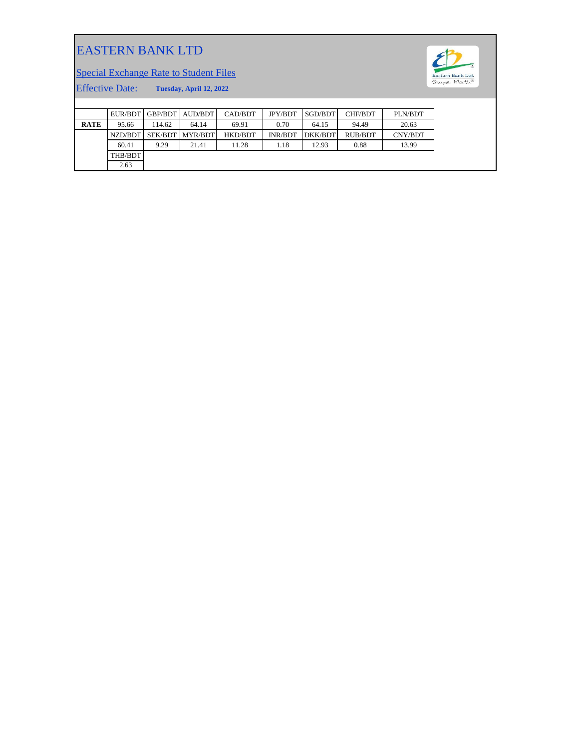# EASTERN BANK LTD

Special Exchange Rate to Student Files

Effective Date: **Tuesday, April 12, 2022**

| | | | | | | | | |
|---|---|---|---|---|---|---|---|---|
| | EUR/BDT | GBP/BDT | AUD/BDT | CAD/BDT | JPY/BDT | SGD/BDT | CHF/BDT | PLN/BDT |
| **RATE** | 95.66 | 114.62 | 64.14 | 69.91 | 0.70 | 64.15 | 94.49 | 20.63 |
| | NZD/BDT | SEK/BDT | MYR/BDT | HKD/BDT | INR/BDT | DKK/BDT | RUB/BDT | CNY/BDT |
| | 60.41 | 9.29 | 21.41 | 11.28 | 1.18 | 12.93 | 0.88 | 13.99 |
| | THB/BDT | | | | | | | |
| | 2.63 | | | | | | | |